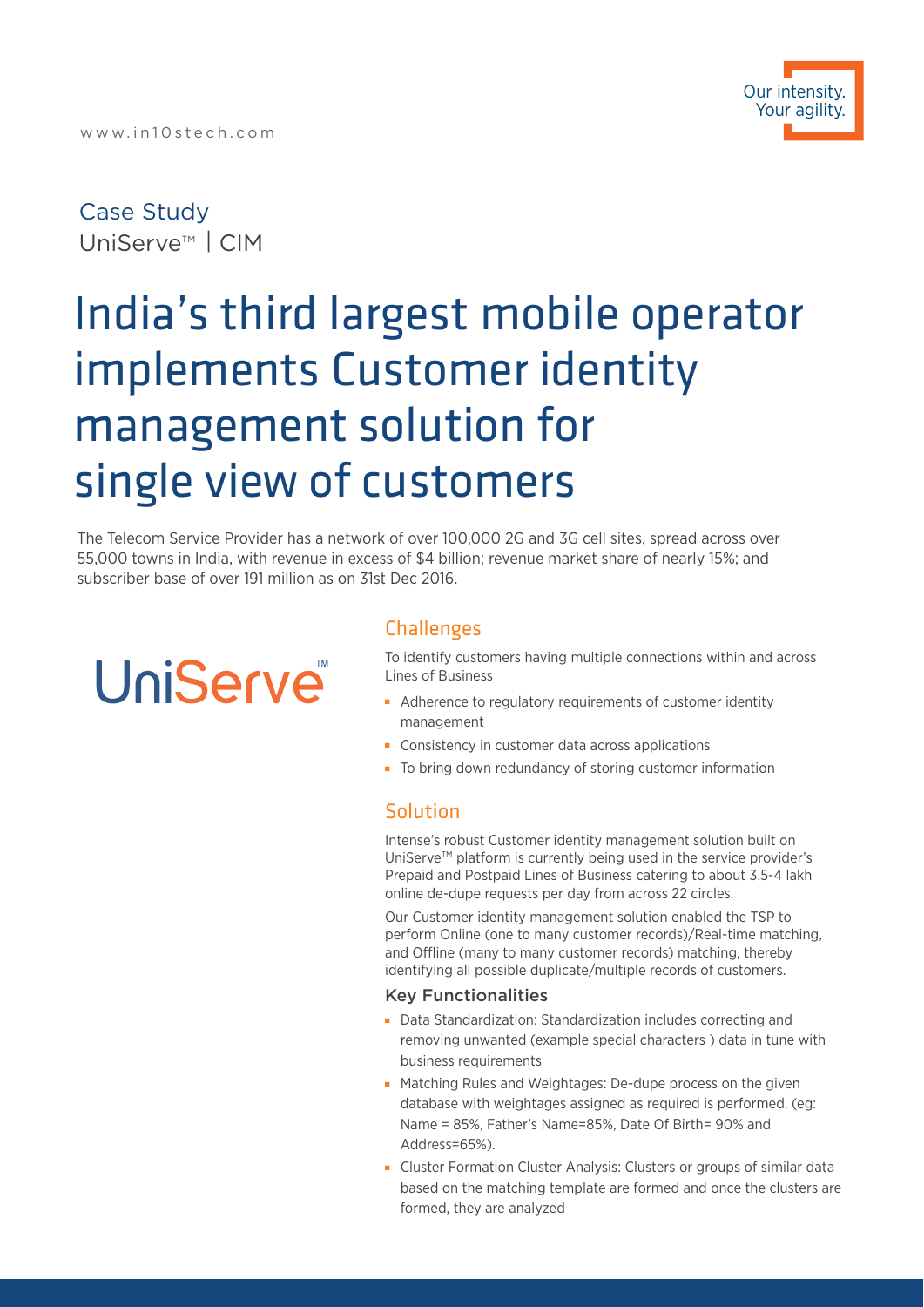www.in10stech.com

Our intensity.
Your agility.

Case Study
UniServe™ | CIM

# India's third largest mobile operator implements Customer identity management solution for single view of customers

The Telecom Service Provider has a network of over 100,000 2G and 3G cell sites, spread across over 55,000 towns in India, with revenue in excess of $4 billion; revenue market share of nearly 15%; and subscriber base of over 191 million as on 31st Dec 2016.

UniServe™

## Challenges

To identify customers having multiple connections within and across Lines of Business

- Adherence to regulatory requirements of customer identity management
- Consistency in customer data across applications
- To bring down redundancy of storing customer information

## Solution

Intense's robust Customer identity management solution built on UniServe™ platform is currently being used in the service provider's Prepaid and Postpaid Lines of Business catering to about 3.5-4 lakh online de-dupe requests per day from across 22 circles.

Our Customer identity management solution enabled the TSP to perform Online (one to many customer records)/Real-time matching, and Offline (many to many customer records) matching, thereby identifying all possible duplicate/multiple records of customers.

### Key Functionalities

- Data Standardization: Standardization includes correcting and removing unwanted (example special characters ) data in tune with business requirements
- Matching Rules and Weightages: De-dupe process on the given database with weightages assigned as required is performed. (eg: Name = 85%, Father's Name=85%, Date Of Birth= 90% and Address=65%).
- Cluster Formation Cluster Analysis: Clusters or groups of similar data based on the matching template are formed and once the clusters are formed, they are analyzed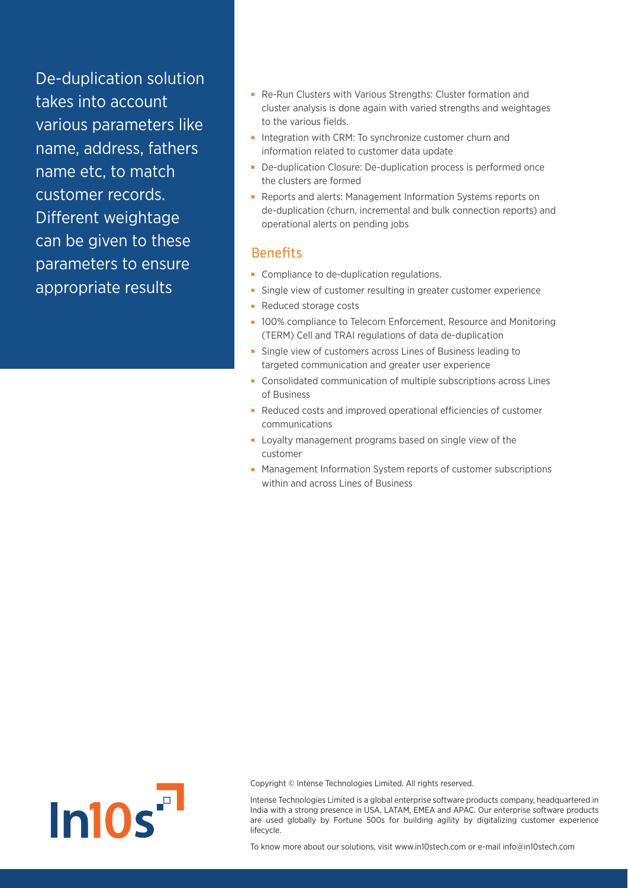De-duplication solution takes into account various parameters like name, address, fathers name etc, to match customer records. Different weightage can be given to these parameters to ensure appropriate results

- Re-Run Clusters with Various Strengths: Cluster formation and cluster analysis is done again with varied strengths and weightages to the various fields.
- Integration with CRM: To synchronize customer churn and information related to customer data update
- De-duplication Closure: De-duplication process is performed once the clusters are formed
- Reports and alerts: Management Information Systems reports on de-duplication (churn, incremental and bulk connection reports) and operational alerts on pending jobs

## Benefits

- Compliance to de-duplication regulations.
- Single view of customer resulting in greater customer experience
- Reduced storage costs
- 100% compliance to Telecom Enforcement, Resource and Monitoring (TERM) Cell and TRAI regulations of data de-duplication
- Single view of customers across Lines of Business leading to targeted communication and greater user experience
- Consolidated communication of multiple subscriptions across Lines of Business
- Reduced costs and improved operational efficiencies of customer communications
- Loyalty management programs based on single view of the customer
- Management Information System reports of customer subscriptions within and across Lines of Business

In10s

Copyright © Intense Technologies Limited. All rights reserved.

Intense Technologies Limited is a global enterprise software products company, headquartered in India with a strong presence in USA, LATAM, EMEA and APAC. Our enterprise software products are used globally by Fortune 500s for building agility by digitalizing customer experience lifecycle.

To know more about our solutions, visit www.in10stech.com or e-mail info@in10stech.com